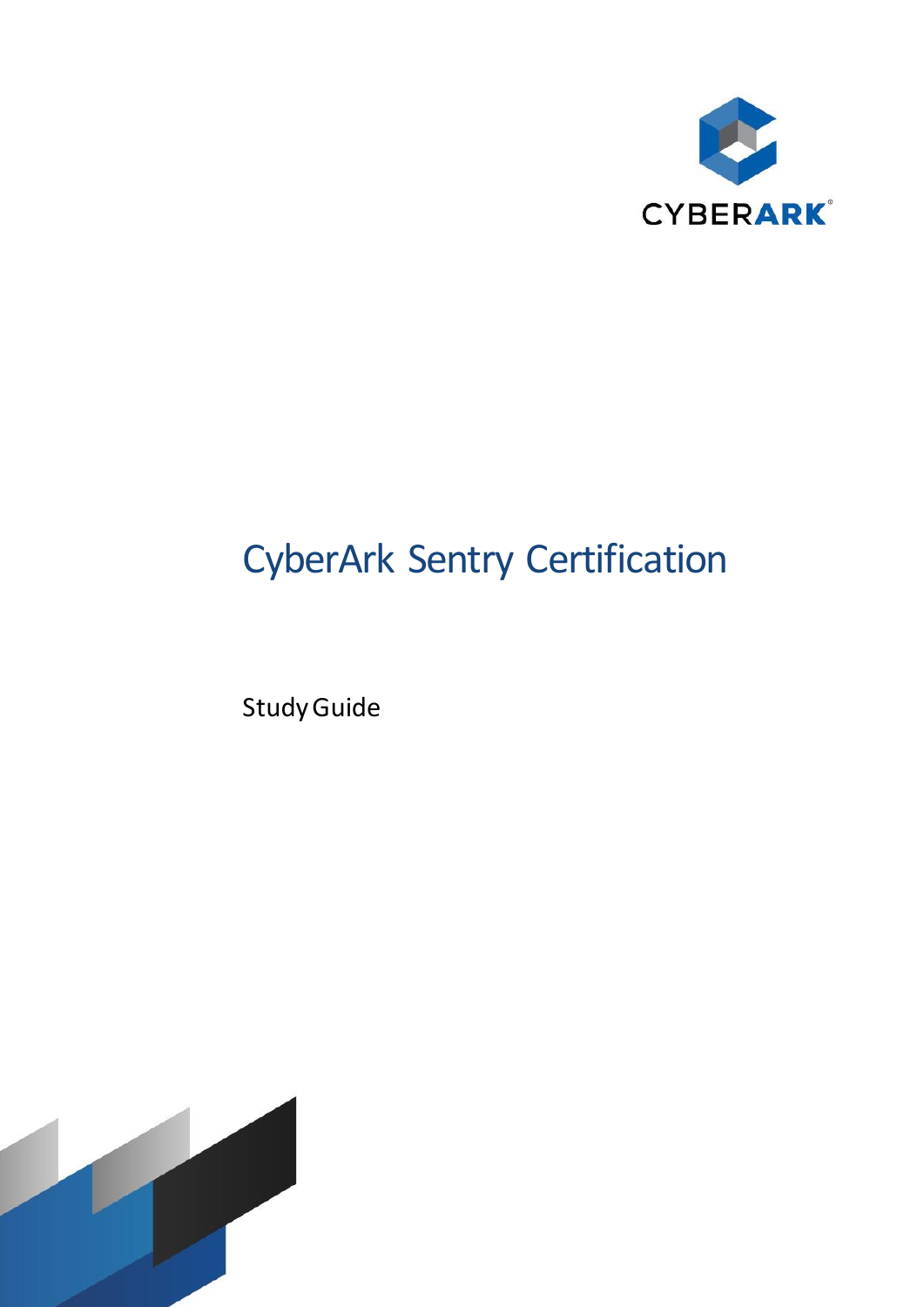# CyberArk Sentry Certification

Study Guide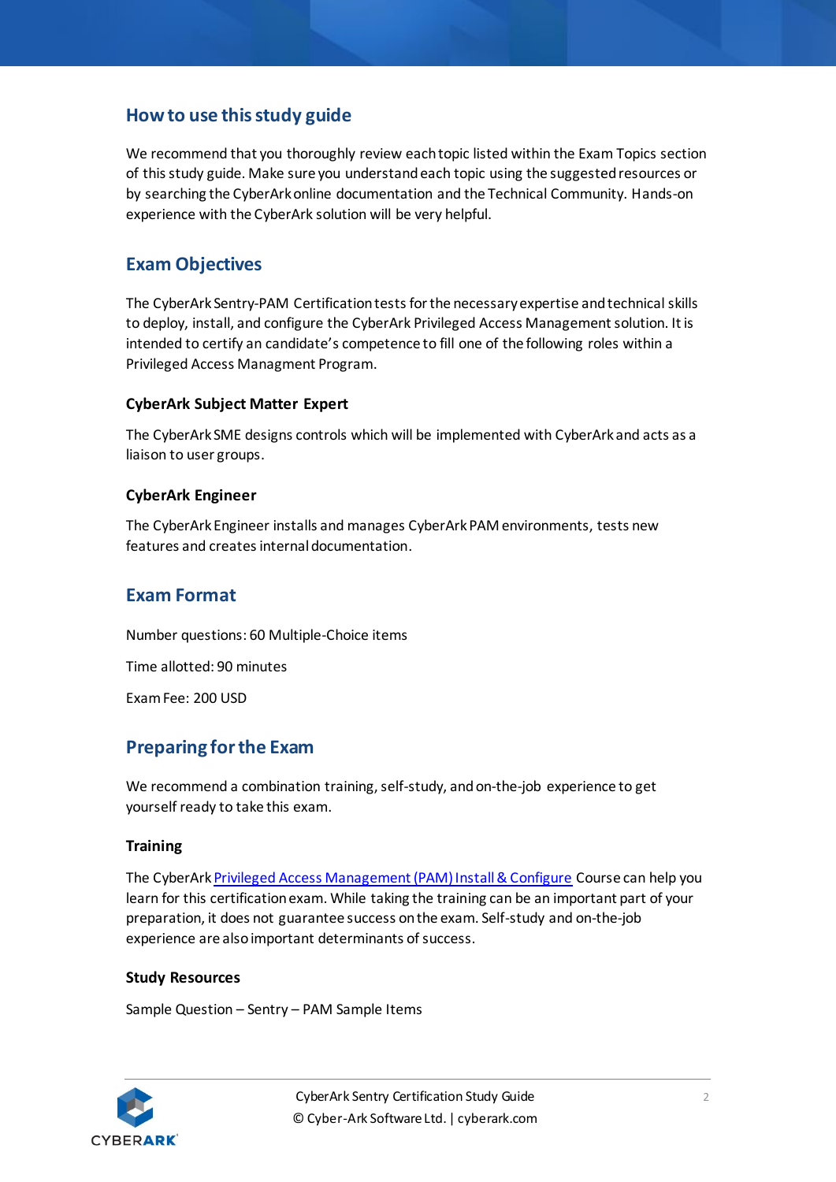## How to use this study guide

We recommend that you thoroughly review each topic listed within the Exam Topics section of this study guide. Make sure you understand each topic using the suggested resources or by searching the CyberArk online documentation and the Technical Community. Hands-on experience with the CyberArk solution will be very helpful.

## Exam Objectives

The CyberArk Sentry-PAM Certification tests for the necessary expertise and technical skills to deploy, install, and configure the CyberArk Privileged Access Management solution. It is intended to certify an candidate's competence to fill one of the following roles within a Privileged Access Managment Program.

### CyberArk Subject Matter Expert

The CyberArk SME designs controls which will be implemented with CyberArk and acts as a liaison to user groups.

### CyberArk Engineer

The CyberArk Engineer installs and manages CyberArk PAM environments, tests new features and creates internal documentation.

## Exam Format

Number questions: 60 Multiple-Choice items

Time allotted: 90 minutes

Exam Fee: 200 USD

## Preparing for the Exam

We recommend a combination training, self-study, and on-the-job experience to get yourself ready to take this exam.

### Training

The CyberArk Privileged Access Management (PAM) Install & Configure Course can help you learn for this certification exam. While taking the training can be an important part of your preparation, it does not guarantee success on the exam. Self-study and on-the-job experience are also important determinants of success.

### Study Resources

Sample Question – Sentry – PAM Sample Items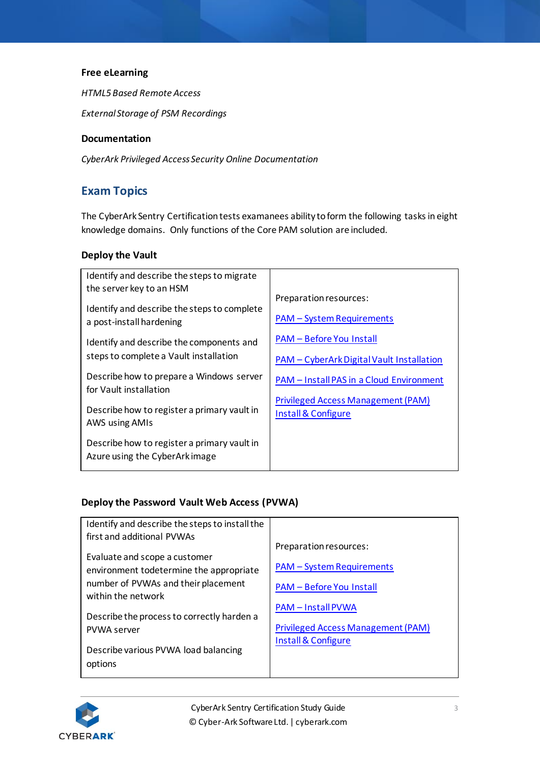**Free eLearning**

*HTML5 Based Remote Access*

*External Storage of PSM Recordings*

**Documentation**

*CyberArk Privileged Access Security Online Documentation*

## Exam Topics

The CyberArk Sentry Certification tests examanees ability to form the following tasks in eight knowledge domains. Only functions of the Core PAM solution are included.

### Deploy the Vault

| | |
|---|---|
| Identify and describe the steps to migrate the server key to an HSM<br><br>Identify and describe the steps to complete a post-install hardening<br><br>Identify and describe the components and steps to complete a Vault installation<br><br>Describe how to prepare a Windows server for Vault installation<br><br>Describe how to register a primary vault in AWS using AMIs<br><br>Describe how to register a primary vault in Azure using the CyberArk image | Preparation resources:<br><br>PAM – System Requirements<br><br>PAM – Before You Install<br><br>PAM – CyberArk Digital Vault Installation<br><br>PAM – Install PAS in a Cloud Environment<br><br>Privileged Access Management (PAM) Install & Configure |

### Deploy the Password Vault Web Access (PVWA)

| | |
|---|---|
| Identify and describe the steps to install the first and additional PVWAs<br><br>Evaluate and scope a customer environment todetermine the appropriate number of PVWAs and their placement within the network<br><br>Describe the process to correctly harden a PVWA server<br><br>Describe various PVWA load balancing options | Preparation resources:<br><br>PAM – System Requirements<br><br>PAM – Before You Install<br><br>PAM – Install PVWA<br><br>Privileged Access Management (PAM) Install & Configure |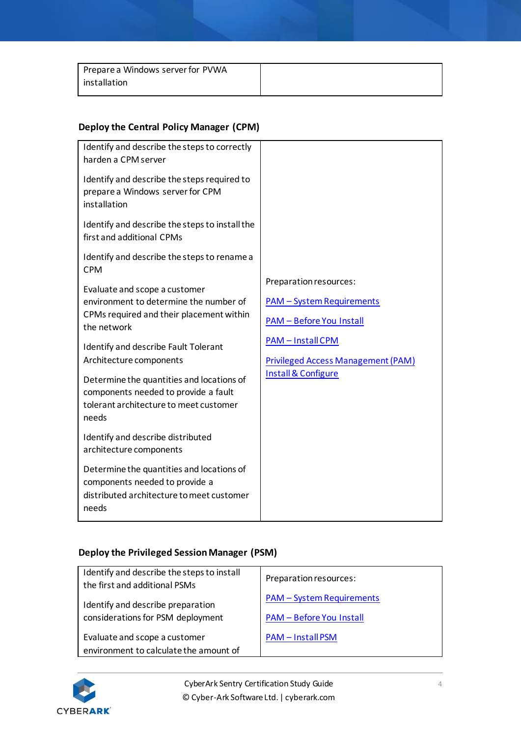| Prepare a Windows server for PVWA installation | |
|---|---|

### Deploy the Central Policy Manager (CPM)

| | |
|---|---|
| Identify and describe the steps to correctly harden a CPM server<br><br>Identify and describe the steps required to prepare a Windows server for CPM installation<br><br>Identify and describe the steps to install the first and additional CPMs<br><br>Identify and describe the steps to rename a CPM<br><br>Evaluate and scope a customer environment to determine the number of CPMs required and their placement within the network<br><br>Identify and describe Fault Tolerant Architecture components<br><br>Determine the quantities and locations of components needed to provide a fault tolerant architecture to meet customer needs<br><br>Identify and describe distributed architecture components<br><br>Determine the quantities and locations of components needed to provide a distributed architecture to meet customer needs | Preparation resources:<br><br>PAM – System Requirements<br><br>PAM – Before You Install<br><br>PAM – Install CPM<br><br>Privileged Access Management (PAM) Install & Configure |

### Deploy the Privileged Session Manager (PSM)

| | |
|---|---|
| Identify and describe the steps to install the first and additional PSMs<br><br>Identify and describe preparation considerations for PSM deployment<br><br>Evaluate and scope a customer environment to calculate the amount of | Preparation resources:<br><br>PAM – System Requirements<br><br>PAM – Before You Install<br><br>PAM – Install PSM |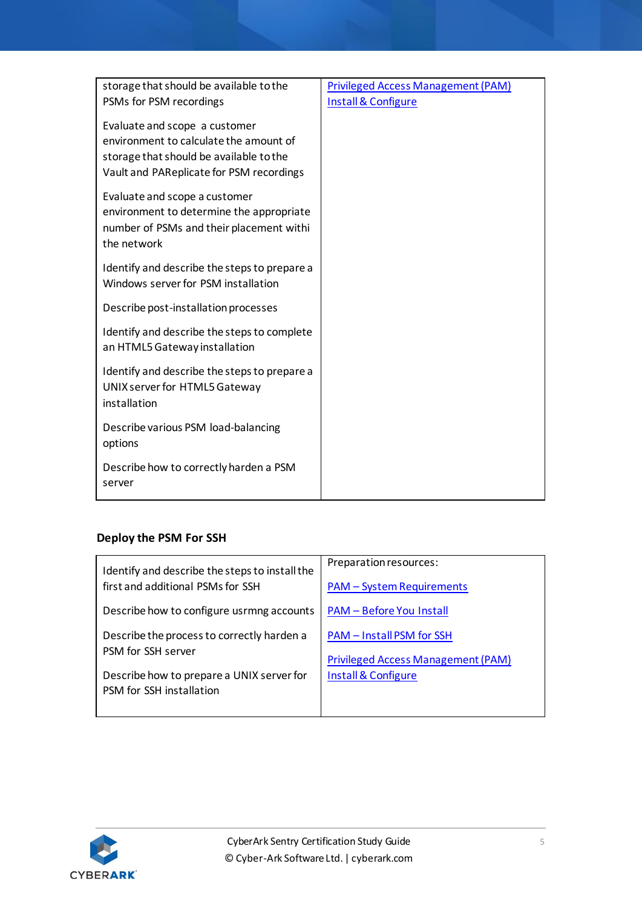| | |
|---|---|
| storage that should be available to the PSMs for PSM recordings<br><br>Evaluate and scope a customer environment to calculate the amount of storage that should be available to the Vault and PAReplicate for PSM recordings<br><br>Evaluate and scope a customer environment to determine the appropriate number of PSMs and their placement withi the network<br><br>Identify and describe the steps to prepare a Windows server for PSM installation<br><br>Describe post-installation processes<br><br>Identify and describe the steps to complete an HTML5 Gateway installation<br><br>Identify and describe the steps to prepare a UNIX server for HTML5 Gateway installation<br><br>Describe various PSM load-balancing options<br><br>Describe how to correctly harden a PSM server | Privileged Access Management (PAM) Install & Configure |

**Deploy the PSM For SSH**

| | |
|---|---|
| Identify and describe the steps to install the first and additional PSMs for SSH<br><br>Describe how to configure usrmng accounts<br><br>Describe the process to correctly harden a PSM for SSH server<br><br>Describe how to prepare a UNIX server for PSM for SSH installation | Preparation resources:<br><br>PAM – System Requirements<br><br>PAM – Before You Install<br><br>PAM – Install PSM for SSH<br><br>Privileged Access Management (PAM) Install & Configure |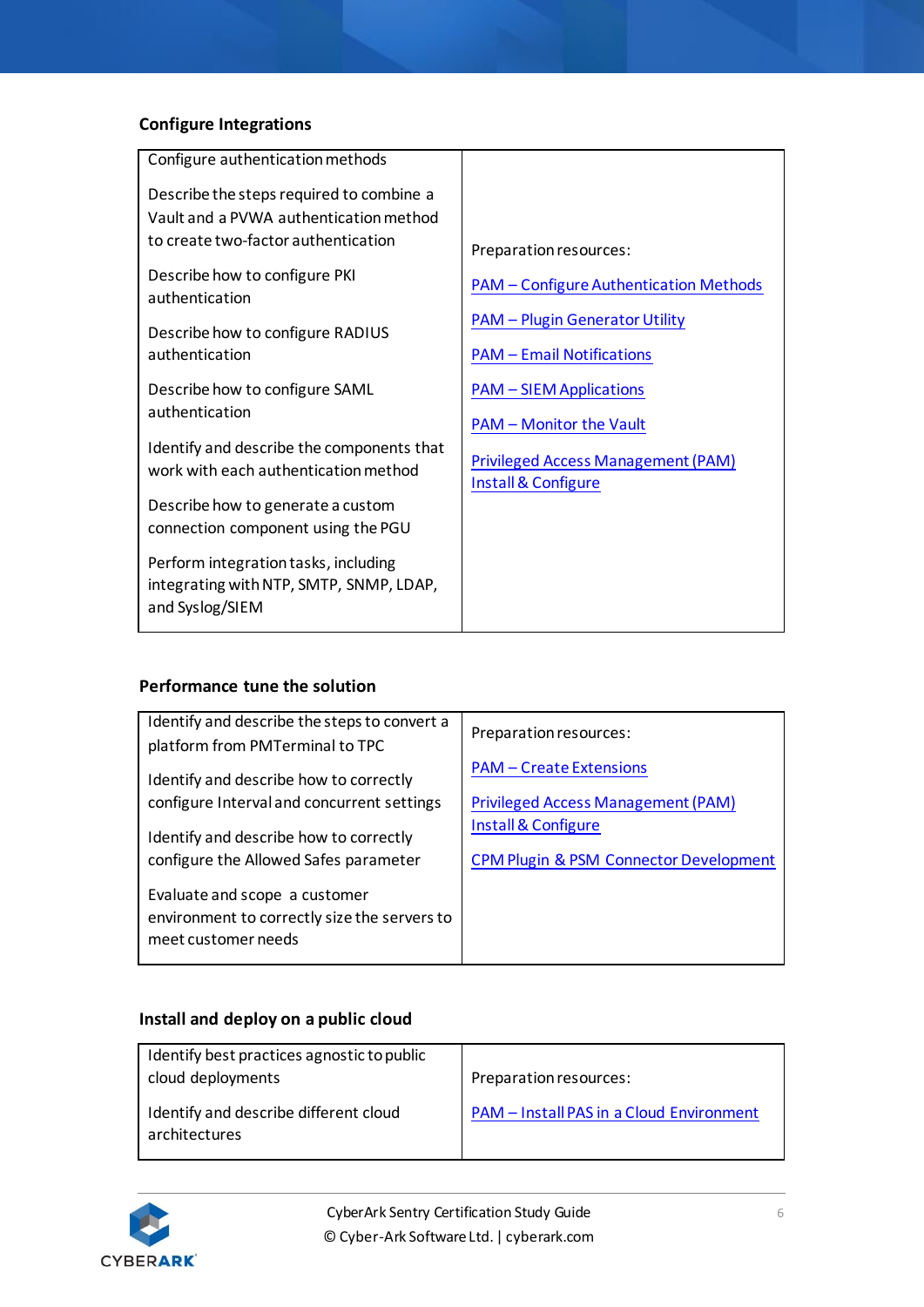### Configure Integrations

| Objectives | Resources |
| --- | --- |
| Configure authentication methods<br><br>Describe the steps required to combine a Vault and a PVWA authentication method to create two-factor authentication<br><br>Describe how to configure PKI authentication<br><br>Describe how to configure RADIUS authentication<br><br>Describe how to configure SAML authentication<br><br>Identify and describe the components that work with each authentication method<br><br>Describe how to generate a custom connection component using the PGU<br><br>Perform integration tasks, including integrating with NTP, SMTP, SNMP, LDAP, and Syslog/SIEM | Preparation resources:<br><br>PAM – Configure Authentication Methods<br><br>PAM – Plugin Generator Utility<br><br>PAM – Email Notifications<br><br>PAM – SIEM Applications<br><br>PAM – Monitor the Vault<br><br>Privileged Access Management (PAM) Install & Configure |

### Performance tune the solution

| Objectives | Resources |
| --- | --- |
| Identify and describe the steps to convert a platform from PMTerminal to TPC<br><br>Identify and describe how to correctly configure Interval and concurrent settings<br><br>Identify and describe how to correctly configure the Allowed Safes parameter<br><br>Evaluate and scope a customer environment to correctly size the servers to meet customer needs | Preparation resources:<br><br>PAM – Create Extensions<br><br>Privileged Access Management (PAM) Install & Configure<br><br>CPM Plugin & PSM Connector Development |

### Install and deploy on a public cloud

| Objectives | Resources |
| --- | --- |
| Identify best practices agnostic to public cloud deployments<br><br>Identify and describe different cloud architectures | Preparation resources:<br><br>PAM – Install PAS in a Cloud Environment |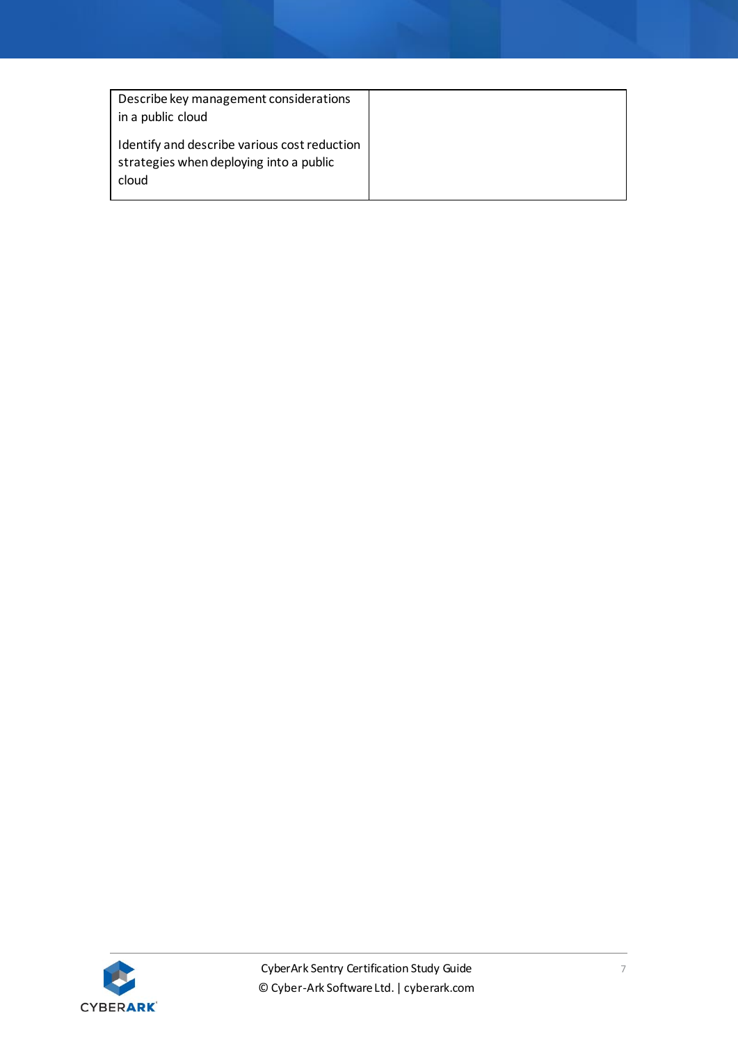| | |
|---|---|
| Describe key management considerations in a public cloud<br><br>Identify and describe various cost reduction strategies when deploying into a public cloud | |